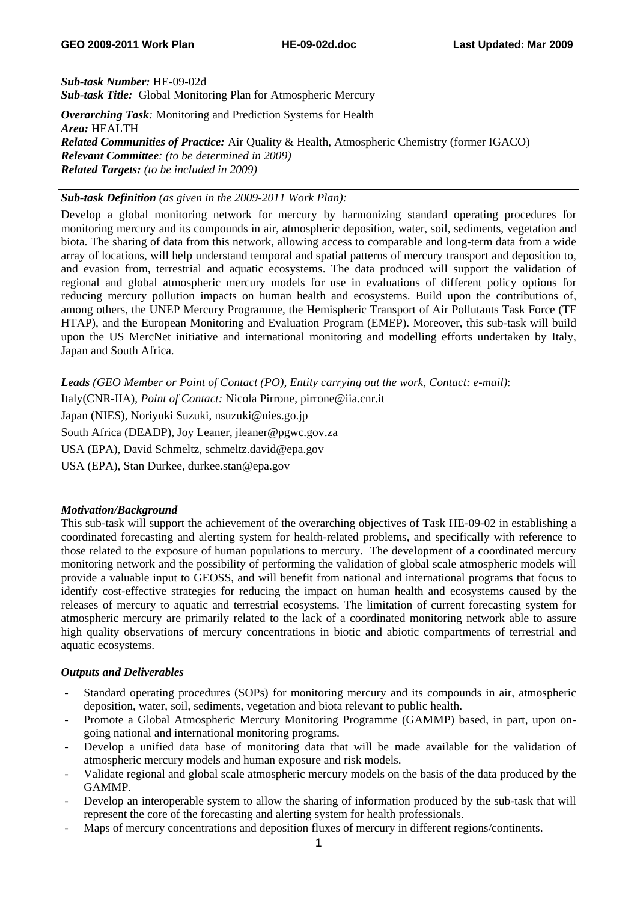***Sub-task Number:*** HE-09-02d
***Sub-task Title:*** Global Monitoring Plan for Atmospheric Mercury

***Overarching Task**:* Monitoring and Prediction Systems for Health
***Area:*** HEALTH
***Related Communities of Practice:*** Air Quality & Health, Atmospheric Chemistry (former IGACO)
***Relevant Committee**: (to be determined in 2009)*
***Related Targets:** (to be included in 2009)*

***Sub-task Definition** (as given in the 2009-2011 Work Plan):*

Develop a global monitoring network for mercury by harmonizing standard operating procedures for monitoring mercury and its compounds in air, atmospheric deposition, water, soil, sediments, vegetation and biota. The sharing of data from this network, allowing access to comparable and long-term data from a wide array of locations, will help understand temporal and spatial patterns of mercury transport and deposition to, and evasion from, terrestrial and aquatic ecosystems. The data produced will support the validation of regional and global atmospheric mercury models for use in evaluations of different policy options for reducing mercury pollution impacts on human health and ecosystems. Build upon the contributions of, among others, the UNEP Mercury Programme, the Hemispheric Transport of Air Pollutants Task Force (TF HTAP), and the European Monitoring and Evaluation Program (EMEP). Moreover, this sub-task will build upon the US MercNet initiative and international monitoring and modelling efforts undertaken by Italy, Japan and South Africa.

***Leads** (GEO Member or Point of Contact (PO), Entity carrying out the work, Contact: e-mail)*:

Italy(CNR-IIA), *Point of Contact:* Nicola Pirrone, pirrone@iia.cnr.it

Japan (NIES), Noriyuki Suzuki, nsuzuki@nies.go.jp

South Africa (DEADP), Joy Leaner, jleaner@pgwc.gov.za

USA (EPA), David Schmeltz, schmeltz.david@epa.gov

USA (EPA), Stan Durkee, durkee.stan@epa.gov

### *Motivation/Background*

This sub-task will support the achievement of the overarching objectives of Task HE-09-02 in establishing a coordinated forecasting and alerting system for health-related problems, and specifically with reference to those related to the exposure of human populations to mercury. The development of a coordinated mercury monitoring network and the possibility of performing the validation of global scale atmospheric models will provide a valuable input to GEOSS, and will benefit from national and international programs that focus to identify cost-effective strategies for reducing the impact on human health and ecosystems caused by the releases of mercury to aquatic and terrestrial ecosystems. The limitation of current forecasting system for atmospheric mercury are primarily related to the lack of a coordinated monitoring network able to assure high quality observations of mercury concentrations in biotic and abiotic compartments of terrestrial and aquatic ecosystems.

### *Outputs and Deliverables*

- Standard operating procedures (SOPs) for monitoring mercury and its compounds in air, atmospheric deposition, water, soil, sediments, vegetation and biota relevant to public health.
- Promote a Global Atmospheric Mercury Monitoring Programme (GAMMP) based, in part, upon on-going national and international monitoring programs.
- Develop a unified data base of monitoring data that will be made available for the validation of atmospheric mercury models and human exposure and risk models.
- Validate regional and global scale atmospheric mercury models on the basis of the data produced by the GAMMP.
- Develop an interoperable system to allow the sharing of information produced by the sub-task that will represent the core of the forecasting and alerting system for health professionals.
- Maps of mercury concentrations and deposition fluxes of mercury in different regions/continents.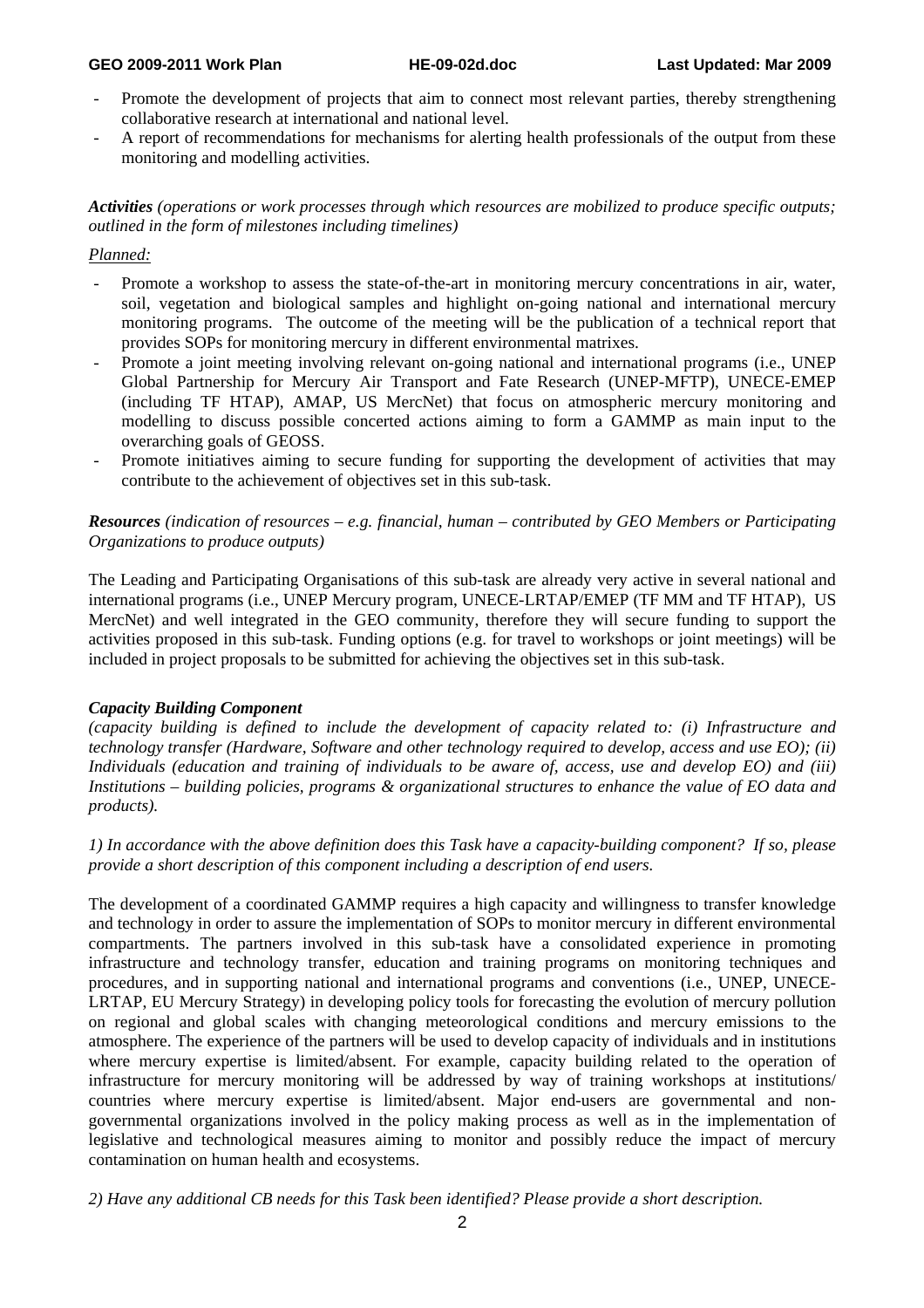- Promote the development of projects that aim to connect most relevant parties, thereby strengthening collaborative research at international and national level.
- A report of recommendations for mechanisms for alerting health professionals of the output from these monitoring and modelling activities.

***Activities*** *(operations or work processes through which resources are mobilized to produce specific outputs; outlined in the form of milestones including timelines)*

*Planned:*

- Promote a workshop to assess the state-of-the-art in monitoring mercury concentrations in air, water, soil, vegetation and biological samples and highlight on-going national and international mercury monitoring programs. The outcome of the meeting will be the publication of a technical report that provides SOPs for monitoring mercury in different environmental matrixes.
- Promote a joint meeting involving relevant on-going national and international programs (i.e., UNEP Global Partnership for Mercury Air Transport and Fate Research (UNEP-MFTP), UNECE-EMEP (including TF HTAP), AMAP, US MercNet) that focus on atmospheric mercury monitoring and modelling to discuss possible concerted actions aiming to form a GAMMP as main input to the overarching goals of GEOSS.
- Promote initiatives aiming to secure funding for supporting the development of activities that may contribute to the achievement of objectives set in this sub-task.

***Resources*** *(indication of resources – e.g. financial, human – contributed by GEO Members or Participating Organizations to produce outputs)*

The Leading and Participating Organisations of this sub-task are already very active in several national and international programs (i.e., UNEP Mercury program, UNECE-LRTAP/EMEP (TF MM and TF HTAP), US MercNet) and well integrated in the GEO community, therefore they will secure funding to support the activities proposed in this sub-task. Funding options (e.g. for travel to workshops or joint meetings) will be included in project proposals to be submitted for achieving the objectives set in this sub-task.

***Capacity Building Component***

*(capacity building is defined to include the development of capacity related to: (i) Infrastructure and technology transfer (Hardware, Software and other technology required to develop, access and use EO); (ii) Individuals (education and training of individuals to be aware of, access, use and develop EO) and (iii) Institutions – building policies, programs & organizational structures to enhance the value of EO data and products).*

*1) In accordance with the above definition does this Task have a capacity-building component? If so, please provide a short description of this component including a description of end users.*

The development of a coordinated GAMMP requires a high capacity and willingness to transfer knowledge and technology in order to assure the implementation of SOPs to monitor mercury in different environmental compartments. The partners involved in this sub-task have a consolidated experience in promoting infrastructure and technology transfer, education and training programs on monitoring techniques and procedures, and in supporting national and international programs and conventions (i.e., UNEP, UNECE-LRTAP, EU Mercury Strategy) in developing policy tools for forecasting the evolution of mercury pollution on regional and global scales with changing meteorological conditions and mercury emissions to the atmosphere. The experience of the partners will be used to develop capacity of individuals and in institutions where mercury expertise is limited/absent. For example, capacity building related to the operation of infrastructure for mercury monitoring will be addressed by way of training workshops at institutions/ countries where mercury expertise is limited/absent. Major end-users are governmental and non-governmental organizations involved in the policy making process as well as in the implementation of legislative and technological measures aiming to monitor and possibly reduce the impact of mercury contamination on human health and ecosystems.

*2) Have any additional CB needs for this Task been identified? Please provide a short description.*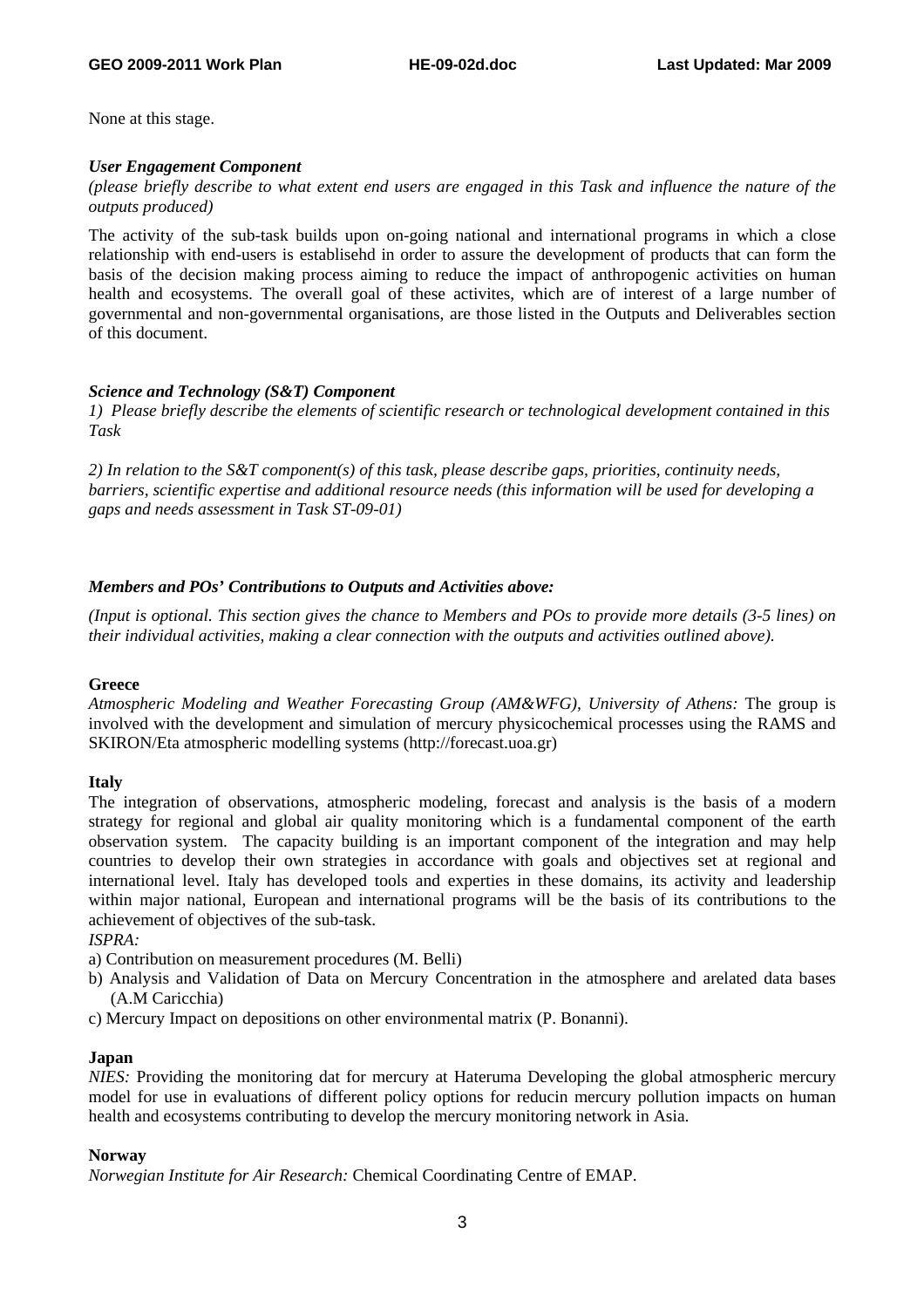None at this stage.

***User Engagement Component***

*(please briefly describe to what extent end users are engaged in this Task and influence the nature of the outputs produced)*

The activity of the sub-task builds upon on-going national and international programs in which a close relationship with end-users is establisehd in order to assure the development of products that can form the basis of the decision making process aiming to reduce the impact of anthropogenic activities on human health and ecosystems. The overall goal of these activites, which are of interest of a large number of governmental and non-governmental organisations, are those listed in the Outputs and Deliverables section of this document.

***Science and Technology (S&T) Component***

*1) Please briefly describe the elements of scientific research or technological development contained in this Task*

*2) In relation to the S&T component(s) of this task, please describe gaps, priorities, continuity needs, barriers, scientific expertise and additional resource needs (this information will be used for developing a gaps and needs assessment in Task ST-09-01)*

***Members and POs' Contributions to Outputs and Activities above:***

*(Input is optional. This section gives the chance to Members and POs to provide more details (3-5 lines) on their individual activities, making a clear connection with the outputs and activities outlined above).*

**Greece**

*Atmospheric Modeling and Weather Forecasting Group (AM&WFG), University of Athens:* The group is involved with the development and simulation of mercury physicochemical processes using the RAMS and SKIRON/Eta atmospheric modelling systems (http://forecast.uoa.gr)

**Italy**

The integration of observations, atmospheric modeling, forecast and analysis is the basis of a modern strategy for regional and global air quality monitoring which is a fundamental component of the earth observation system. The capacity building is an important component of the integration and may help countries to develop their own strategies in accordance with goals and objectives set at regional and international level. Italy has developed tools and experties in these domains, its activity and leadership within major national, European and international programs will be the basis of its contributions to the achievement of objectives of the sub-task.

*ISPRA:*

a) Contribution on measurement procedures (M. Belli)
b) Analysis and Validation of Data on Mercury Concentration in the atmosphere and arelated data bases (A.M Caricchia)
c) Mercury Impact on depositions on other environmental matrix (P. Bonanni).

**Japan**

*NIES:* Providing the monitoring dat for mercury at Hateruma Developing the global atmospheric mercury model for use in evaluations of different policy options for reducin mercury pollution impacts on human health and ecosystems contributing to develop the mercury monitoring network in Asia.

**Norway**

*Norwegian Institute for Air Research:* Chemical Coordinating Centre of EMAP.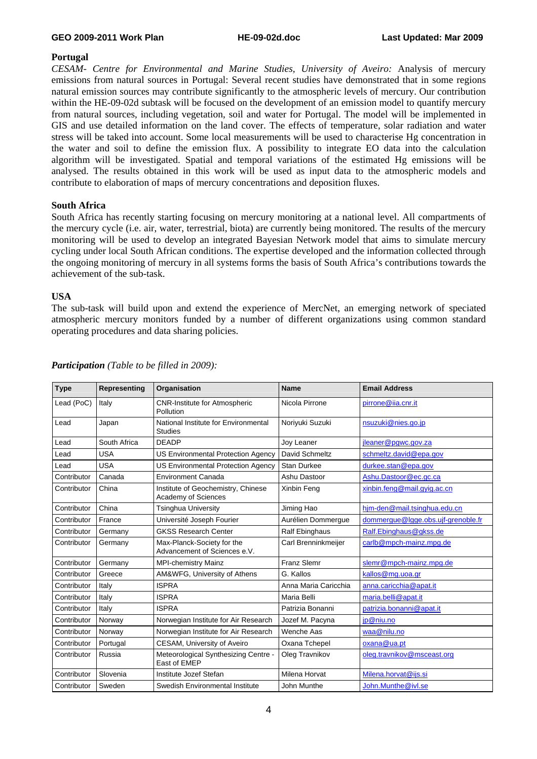**Portugal**

*CESAM- Centre for Environmental and Marine Studies, University of Aveiro:* Analysis of mercury emissions from natural sources in Portugal: Several recent studies have demonstrated that in some regions natural emission sources may contribute significantly to the atmospheric levels of mercury. Our contribution within the HE-09-02d subtask will be focused on the development of an emission model to quantify mercury from natural sources, including vegetation, soil and water for Portugal. The model will be implemented in GIS and use detailed information on the land cover. The effects of temperature, solar radiation and water stress will be taked into account. Some local measurements will be used to characterise Hg concentration in the water and soil to define the emission flux. A possibility to integrate EO data into the calculation algorithm will be investigated. Spatial and temporal variations of the estimated Hg emissions will be analysed. The results obtained in this work will be used as input data to the atmospheric models and contribute to elaboration of maps of mercury concentrations and deposition fluxes.

**South Africa**

South Africa has recently starting focusing on mercury monitoring at a national level. All compartments of the mercury cycle (i.e. air, water, terrestrial, biota) are currently being monitored. The results of the mercury monitoring will be used to develop an integrated Bayesian Network model that aims to simulate mercury cycling under local South African conditions. The expertise developed and the information collected through the ongoing monitoring of mercury in all systems forms the basis of South Africa's contributions towards the achievement of the sub-task.

**USA**

The sub-task will build upon and extend the experience of MercNet, an emerging network of speciated atmospheric mercury monitors funded by a number of different organizations using common standard operating procedures and data sharing policies.

***Participation*** *(Table to be filled in 2009):*

| Type | Representing | Organisation | Name | Email Address |
|---|---|---|---|---|
| Lead (PoC) | Italy | CNR-Institute for Atmospheric Pollution | Nicola Pirrone | pirrone@iia.cnr.it |
| Lead | Japan | National Institute for Environmental Studies | Noriyuki Suzuki | nsuzuki@nies.go.jp |
| Lead | South Africa | DEADP | Joy Leaner | jleaner@pgwc.gov.za |
| Lead | USA | US Environmental Protection Agency | David Schmeltz | schmeltz.david@epa.gov |
| Lead | USA | US Environmental Protection Agency | Stan Durkee | durkee.stan@epa.gov |
| Contributor | Canada | Environment Canada | Ashu Dastoor | Ashu.Dastoor@ec.gc.ca |
| Contributor | China | Institute of Geochemistry, Chinese Academy of Sciences | Xinbin Feng | xinbin.feng@mail.gyig.ac.cn |
| Contributor | China | Tsinghua University | Jiming Hao | hjm-den@mail.tsinghua.edu.cn |
| Contributor | France | Université Joseph Fourier | Aurélien Dommergue | dommergue@lgge.obs.ujf-grenoble.fr |
| Contributor | Germany | GKSS Research Center | Ralf Ebinghaus | Ralf.Ebinghaus@gkss.de |
| Contributor | Germany | Max-Planck-Society for the Advancement of Sciences e.V. | Carl Brenninkmeijer | carlb@mpch-mainz.mpg.de |
| Contributor | Germany | MPI-chemistry Mainz | Franz Slemr | slemr@mpch-mainz.mpg.de |
| Contributor | Greece | AM&WFG, University of Athens | G. Kallos | kallos@mg.uoa.gr |
| Contributor | Italy | ISPRA | Anna Maria Caricchia | anna.caricchia@apat.it |
| Contributor | Italy | ISPRA | Maria Belli | maria.belli@apat.it |
| Contributor | Italy | ISPRA | Patrizia Bonanni | patrizia.bonanni@apat.it |
| Contributor | Norway | Norwegian Institute for Air Research | Jozef M. Pacyna | jp@niu.no |
| Contributor | Norway | Norwegian Institute for Air Research | Wenche Aas | waa@nilu.no |
| Contributor | Portugal | CESAM, University of Aveiro | Oxana Tchepel | oxana@ua.pt |
| Contributor | Russia | Meteorological Synthesizing Centre - East of EMEP | Oleg Travnikov | oleg.travnikov@msceast.org |
| Contributor | Slovenia | Institute Jozef Stefan | Milena Horvat | Milena.horvat@ijs.si |
| Contributor | Sweden | Swedish Environmental Institute | John Munthe | John.Munthe@ivl.se |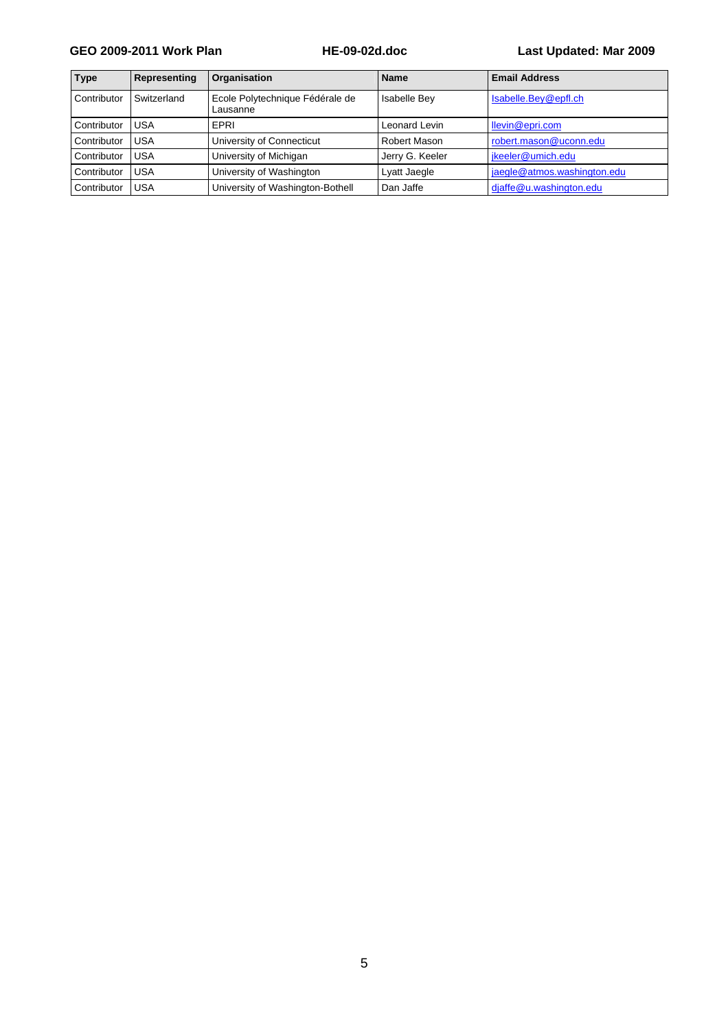| Type | Representing | Organisation | Name | Email Address |
|---|---|---|---|---|
| Contributor | Switzerland | Ecole Polytechnique Fédérale de Lausanne | Isabelle Bey | Isabelle.Bey@epfl.ch |
| Contributor | USA | EPRI | Leonard Levin | llevin@epri.com |
| Contributor | USA | University of Connecticut | Robert Mason | robert.mason@uconn.edu |
| Contributor | USA | University of Michigan | Jerry G. Keeler | jkeeler@umich.edu |
| Contributor | USA | University of Washington | Lyatt Jaegle | jaegle@atmos.washington.edu |
| Contributor | USA | University of Washington-Bothell | Dan Jaffe | djaffe@u.washington.edu |